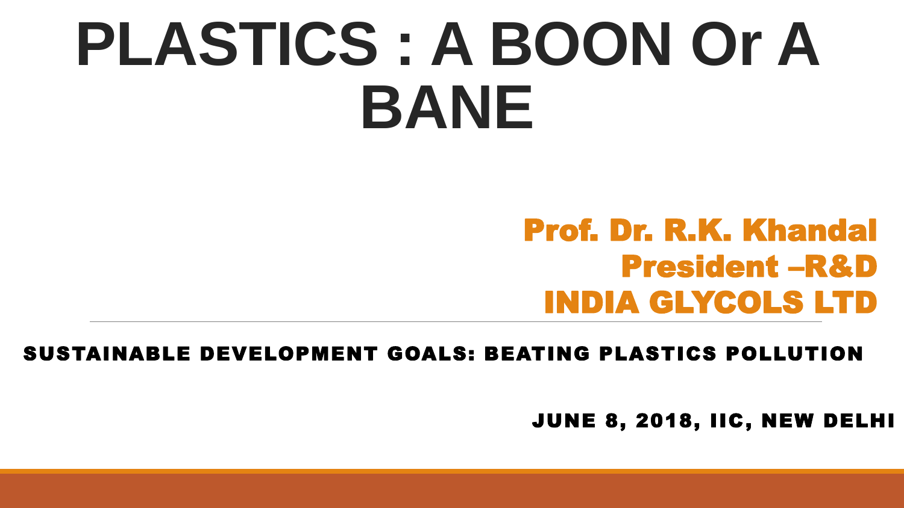# PLASTICS : A BOON Or A BANE

**Prof. Dr. R.K. Khandal**
**President –R&D**
**INDIA GLYCOLS LTD**

---

**SUSTAINABLE DEVELOPMENT GOALS: BEATING PLASTICS POLLUTION**

**JUNE 8, 2018, IIC, NEW DELHI**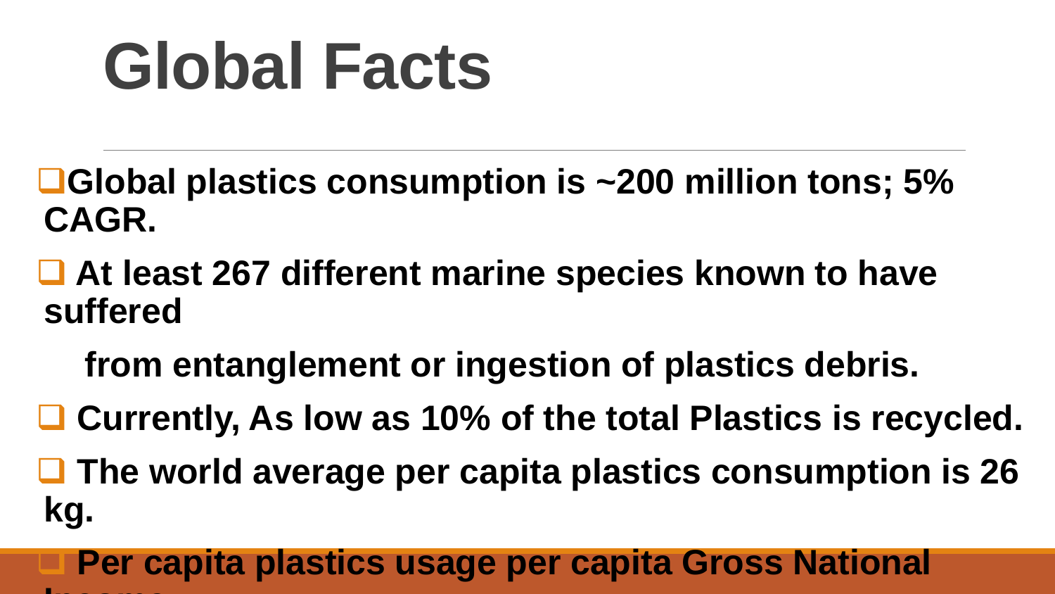# Global Facts

- Global plastics consumption is ~200 million tons; 5% CAGR.
- At least 267 different marine species known to have suffered from entanglement or ingestion of plastics debris.
- Currently, As low as 10% of the total Plastics is recycled.
- The world average per capita plastics consumption is 26 kg.
- Per capita plastics usage per capita Gross National Income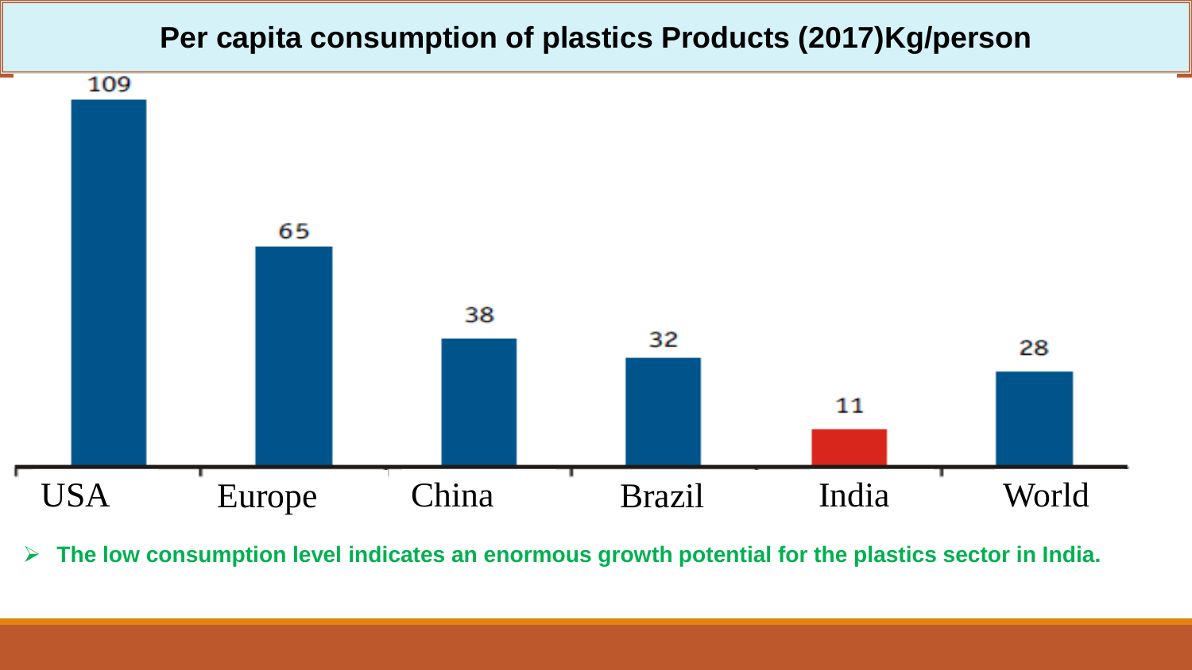# Per capita consumption of plastics Products (2017)Kg/person

| USA | Europe | China | Brazil | India | World |
|---|---|---|---|---|---|
| 109 | 65 | 38 | 32 | 11 | 28 |

- **The low consumption level indicates an enormous growth potential for the plastics sector in India.**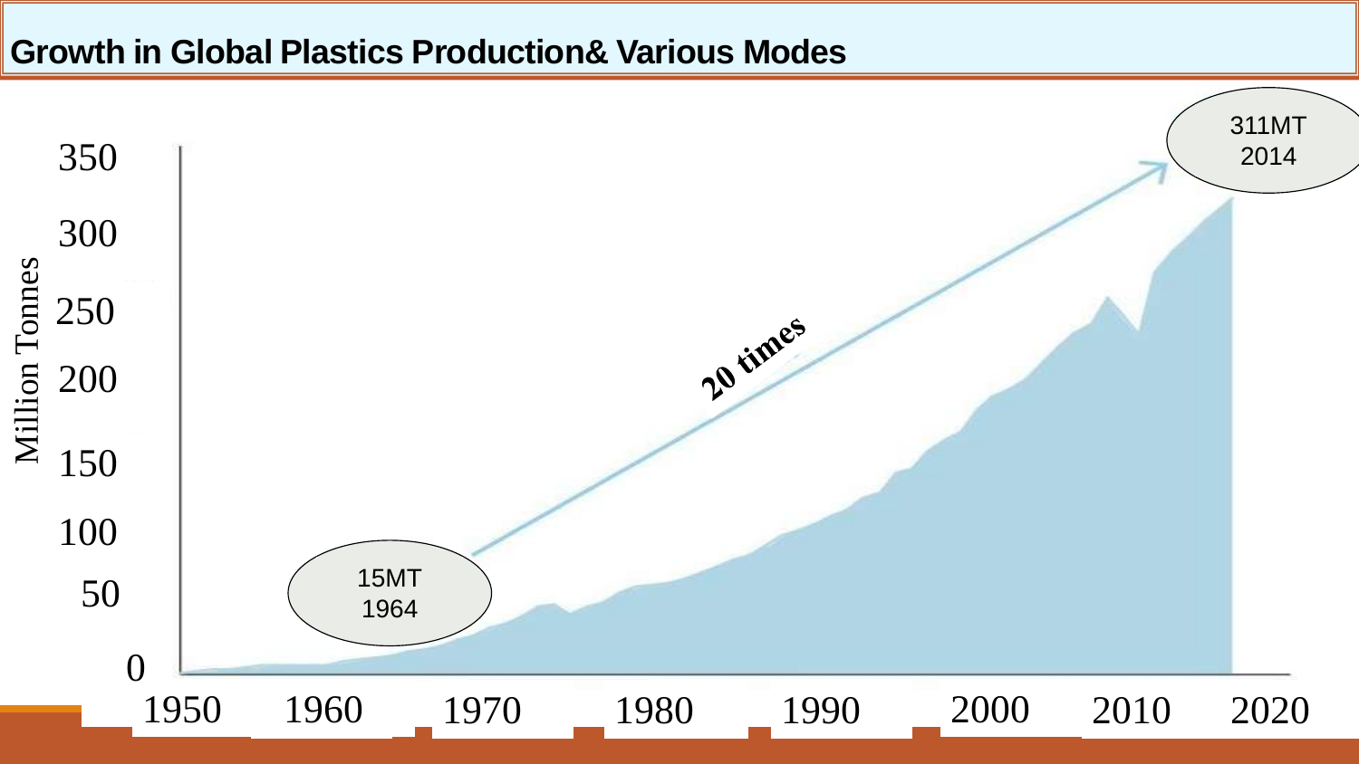## Growth in Global Plastics Production& Various Modes

Million Tonnes

350
300
250
200
150
100
50
0

1950 1960 1970 1980 1990 2000 2010 2020

15MT
1964

20 times

311MT
2014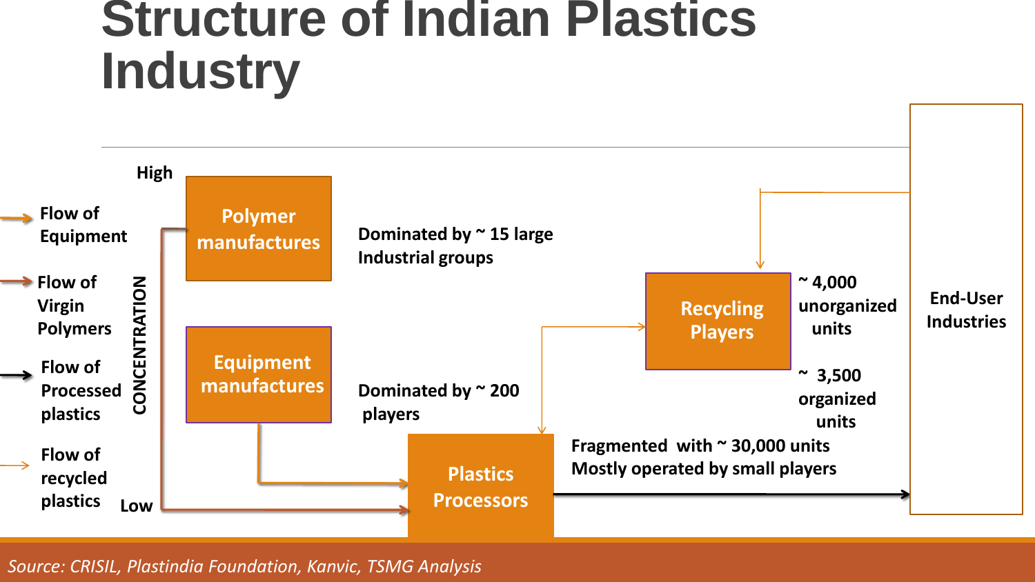# Structure of Indian Plastics Industry

**Legend:**

- Flow of Equipment
- Flow of Virgin Polymers
- Flow of Processed plastics
- Flow of recycled plastics

**CONCENTRATION:** High → Low

**Polymer manufactures** — Dominated by ~ 15 large Industrial groups

**Equipment manufactures** — Dominated by ~ 200 players

**Plastics Processors** — Fragmented with ~ 30,000 units Mostly operated by small players

**Recycling Players** — ~ 4,000 unorganized units; ~ 3,500 organized units

**End-User Industries**

*Source: CRISIL, Plastindia Foundation, Kanvic, TSMG Analysis*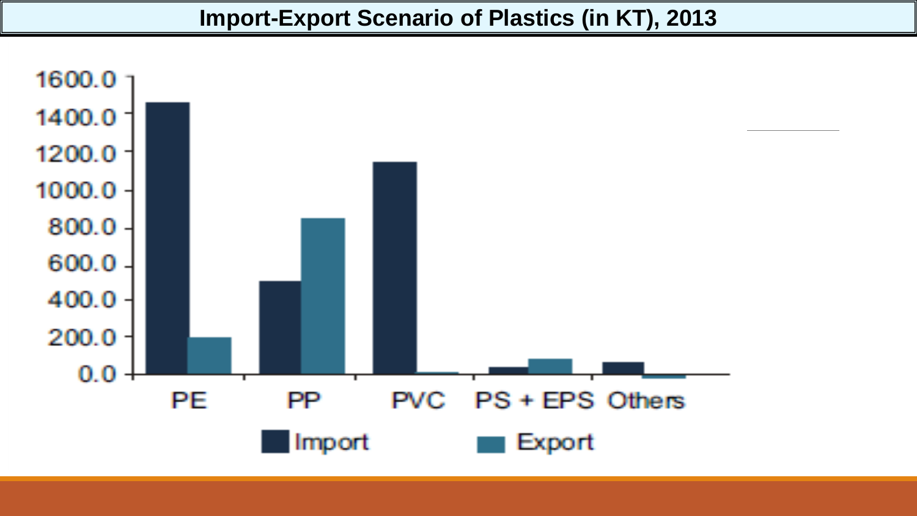# Import-Export Scenario of Plastics (in KT), 2013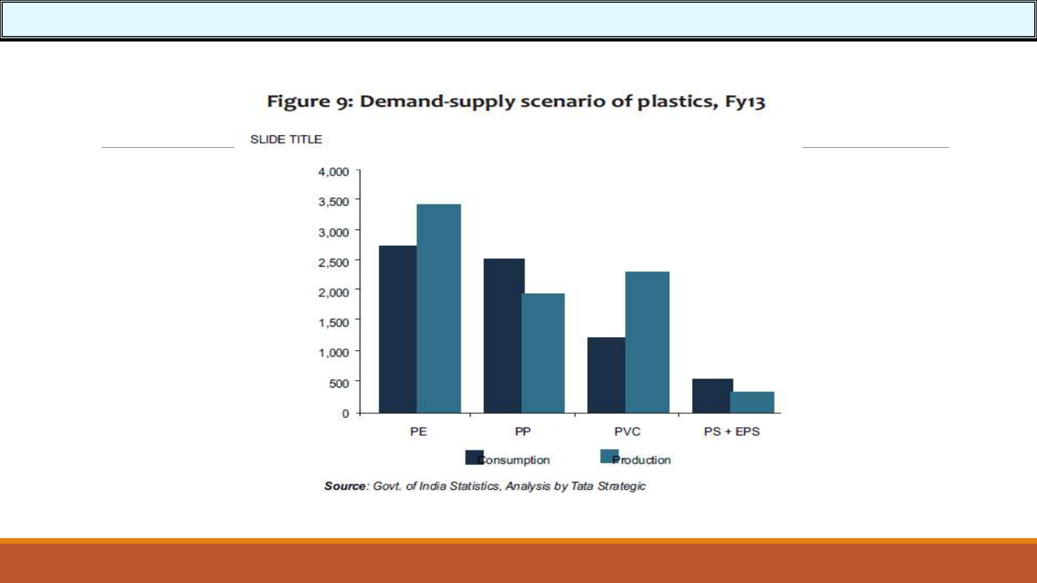**Figure 9: Demand-supply scenario of plastics, Fy13**

SLIDE TITLE

| | Consumption | Production |
|---|---|---|
| PE | 2,750 | 3,450 |
| PP | 2,550 | 1,950 |
| PVC | 1,250 | 2,300 |
| PS + EPS | 550 | 350 |

***Source**: Govt. of India Statistics, Analysis by Tata Strategic*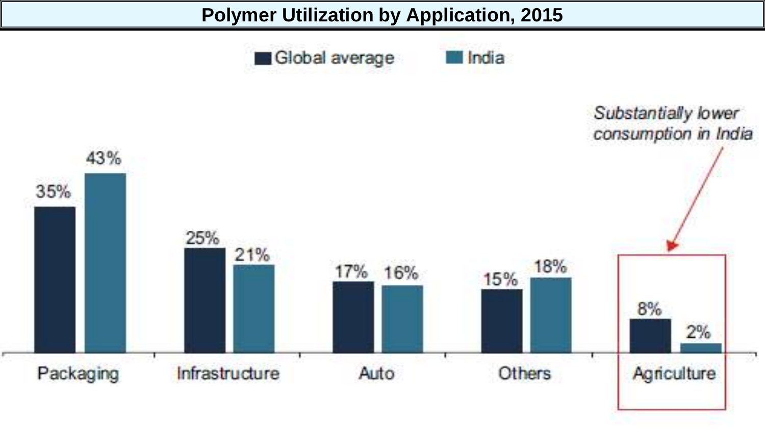# Polymer Utilization by Application, 2015

| Application | Global average | India |
| --- | --- | --- |
| Packaging | 35% | 43% |
| Infrastructure | 25% | 21% |
| Auto | 17% | 16% |
| Others | 15% | 18% |
| Agriculture | 8% | 2% |

*Substantially lower consumption in India*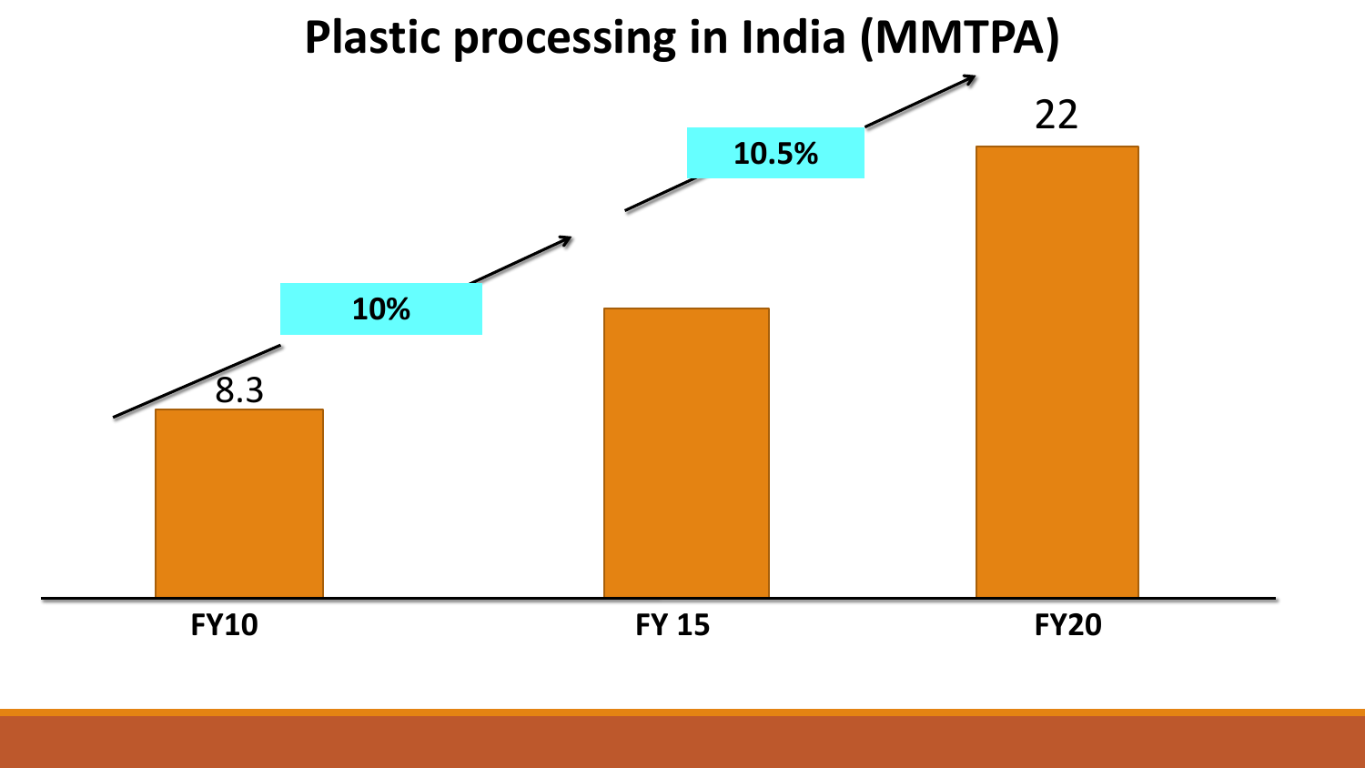# Plastic processing in India (MMTPA)

| | FY10 | FY 15 | FY20 |
|---|---|---|---|
| Plastic processing (MMTPA) | 8.3 | | 22 |

Growth: FY10 to FY 15: 10%; FY 15 to FY20: 10.5%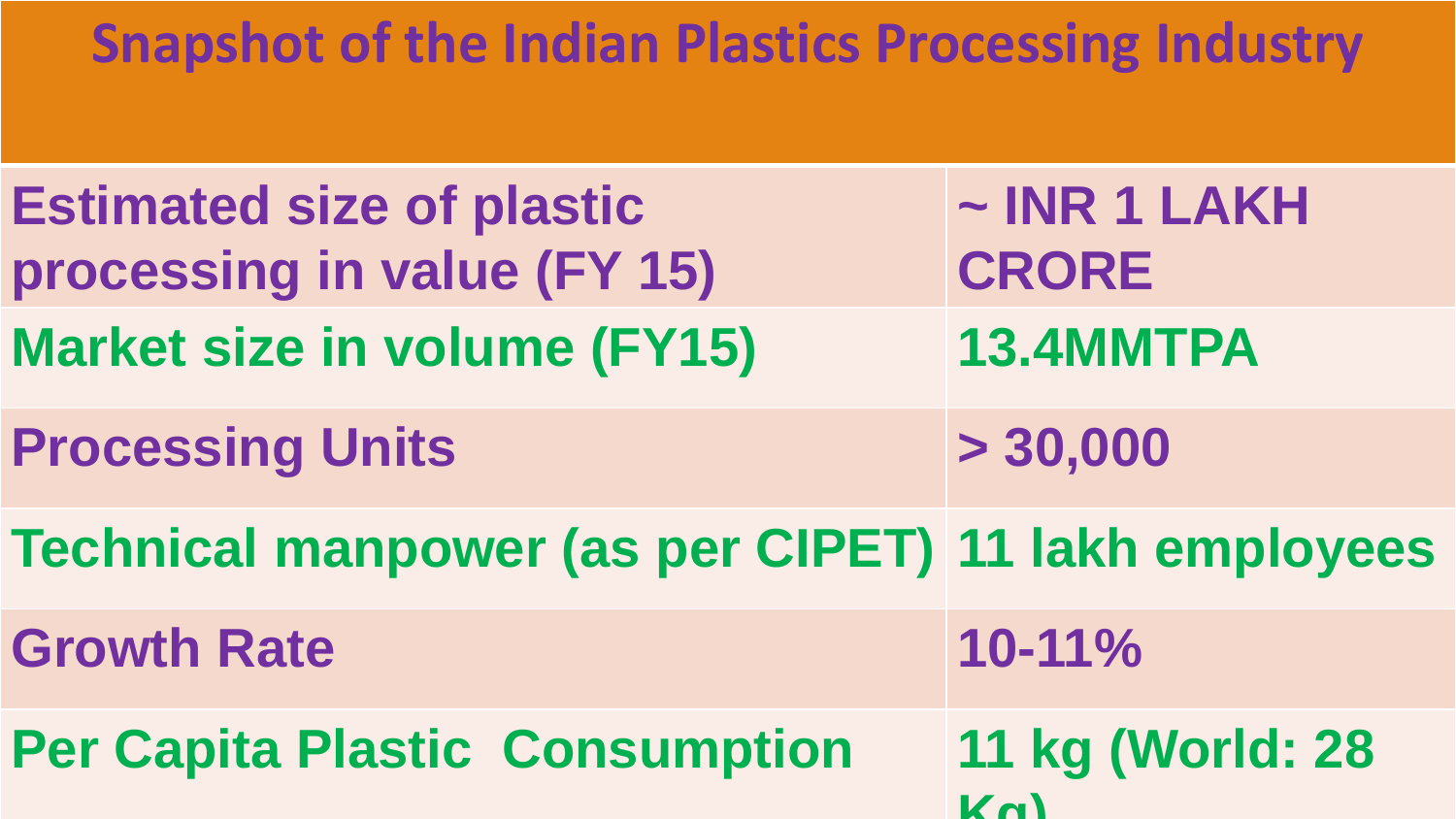# Snapshot of the Indian Plastics Processing Industry

| | |
|---|---|
| Estimated size of plastic processing in value (FY 15) | ~ INR 1 LAKH CRORE |
| Market size in volume (FY15) | 13.4MMTPA |
| Processing Units | > 30,000 |
| Technical manpower (as per CIPET) | 11 lakh employees |
| Growth Rate | 10-11% |
| Per Capita Plastic Consumption | 11 kg (World: 28 Kg) |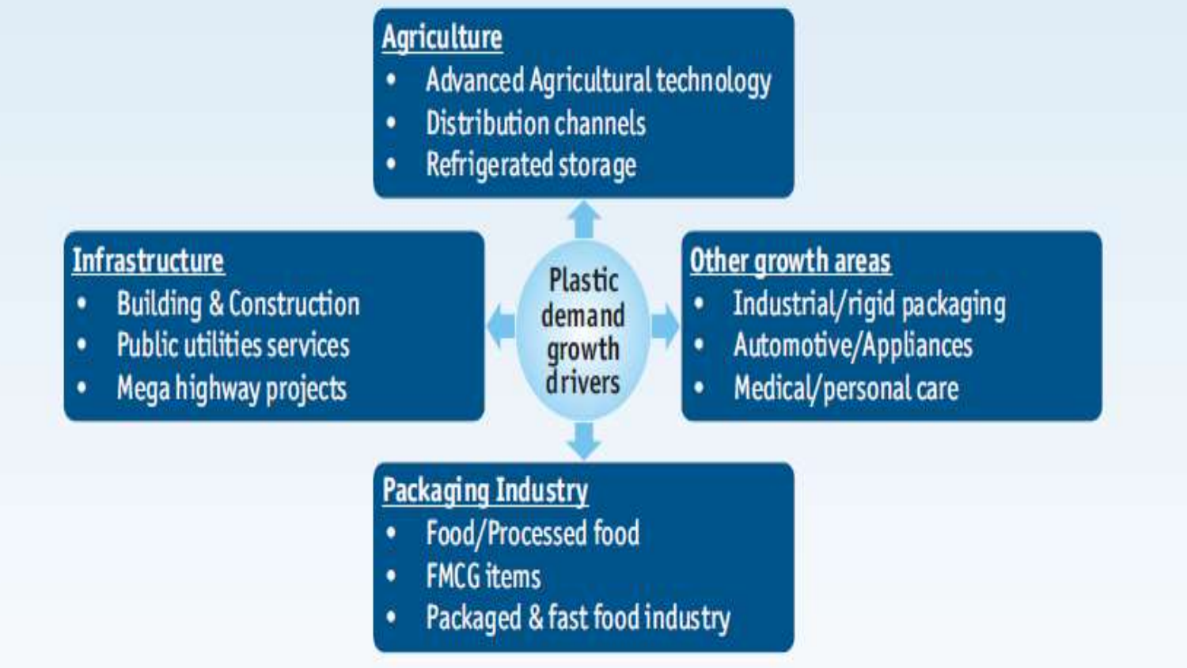**Plastic demand growth drivers**

**Agriculture**

- Advanced Agricultural technology
- Distribution channels
- Refrigerated storage

**Infrastructure**

- Building & Construction
- Public utilities services
- Mega highway projects

**Other growth areas**

- Industrial/rigid packaging
- Automotive/Appliances
- Medical/personal care

**Packaging Industry**

- Food/Processed food
- FMCG items
- Packaged & fast food industry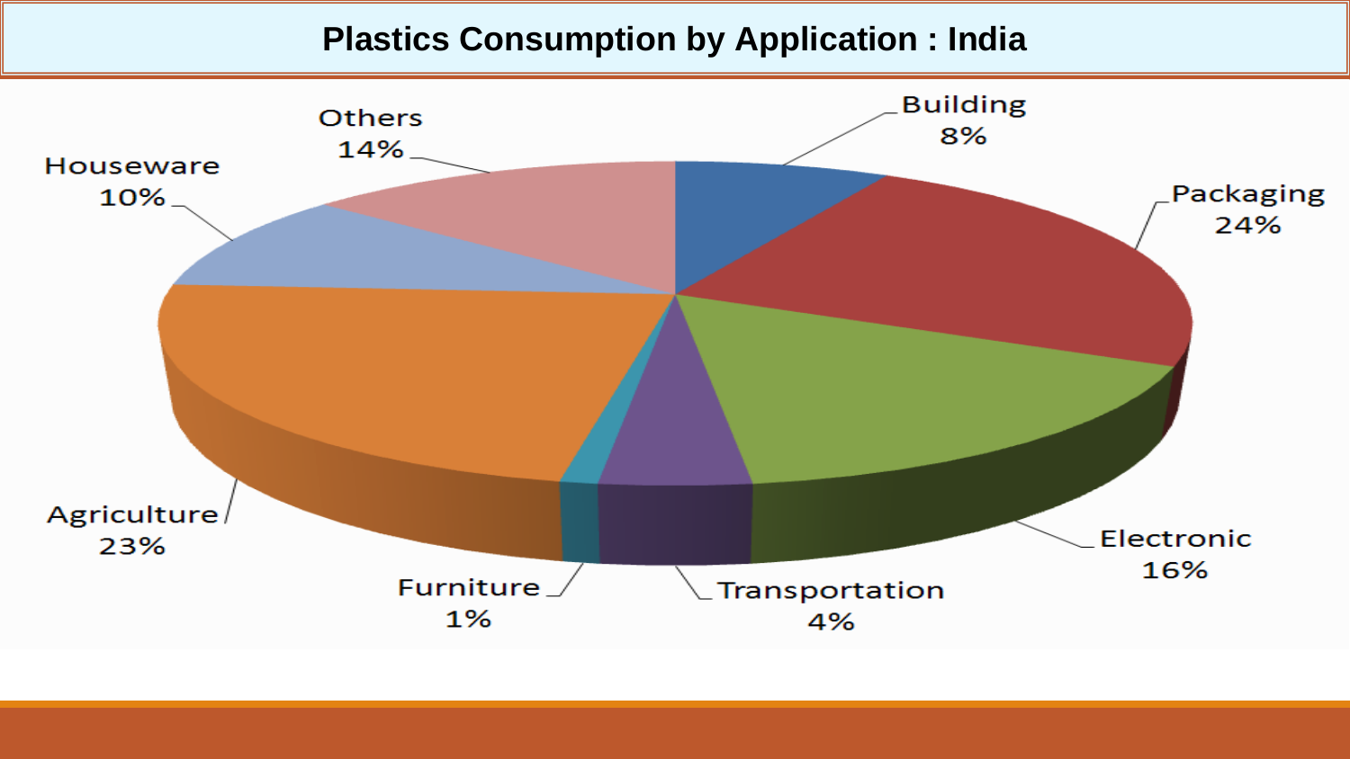# Plastics Consumption by Application : India

Building 8%

Packaging 24%

Electronic 16%

Transportation 4%

Furniture 1%

Agriculture 23%

Houseware 10%

Others 14%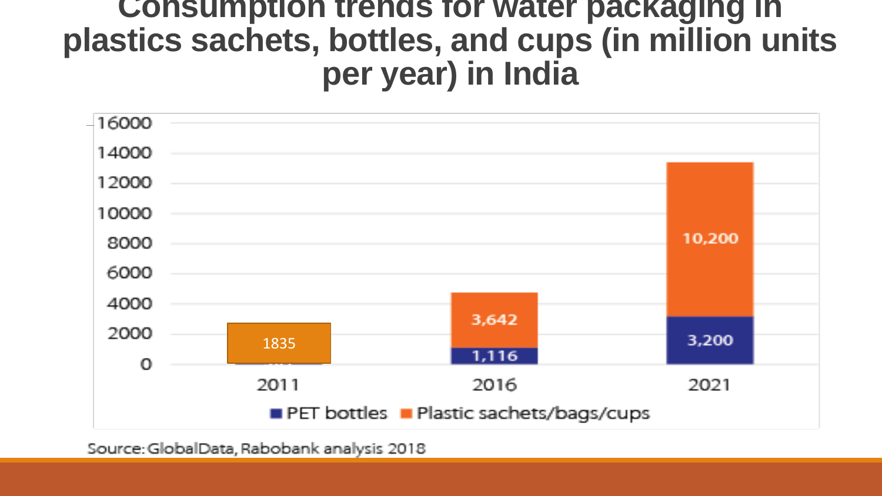# Consumption trends for water packaging in plastics sachets, bottles, and cups (in million units per year) in India

| Year | PET bottles | Plastic sachets/bags/cups |
|---|---|---|
| 2011 | | 1835 |
| 2016 | 1,116 | 3,642 |
| 2021 | 3,200 | 10,200 |

Source: GlobalData, Rabobank analysis 2018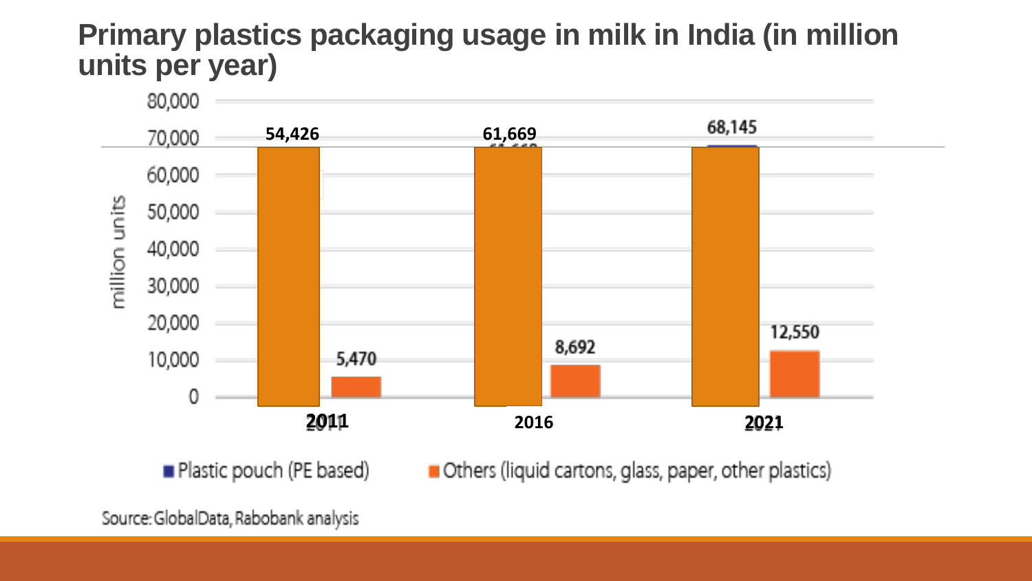# Primary plastics packaging usage in milk in India (in million units per year)

| Year | Plastic pouch (PE based) | Others (liquid cartons, glass, paper, other plastics) |
|---|---|---|
| 2011 | 54,426 | 5,470 |
| 2016 | 61,669 | 8,692 |
| 2021 | 68,145 | 12,550 |

Source: GlobalData, Rabobank analysis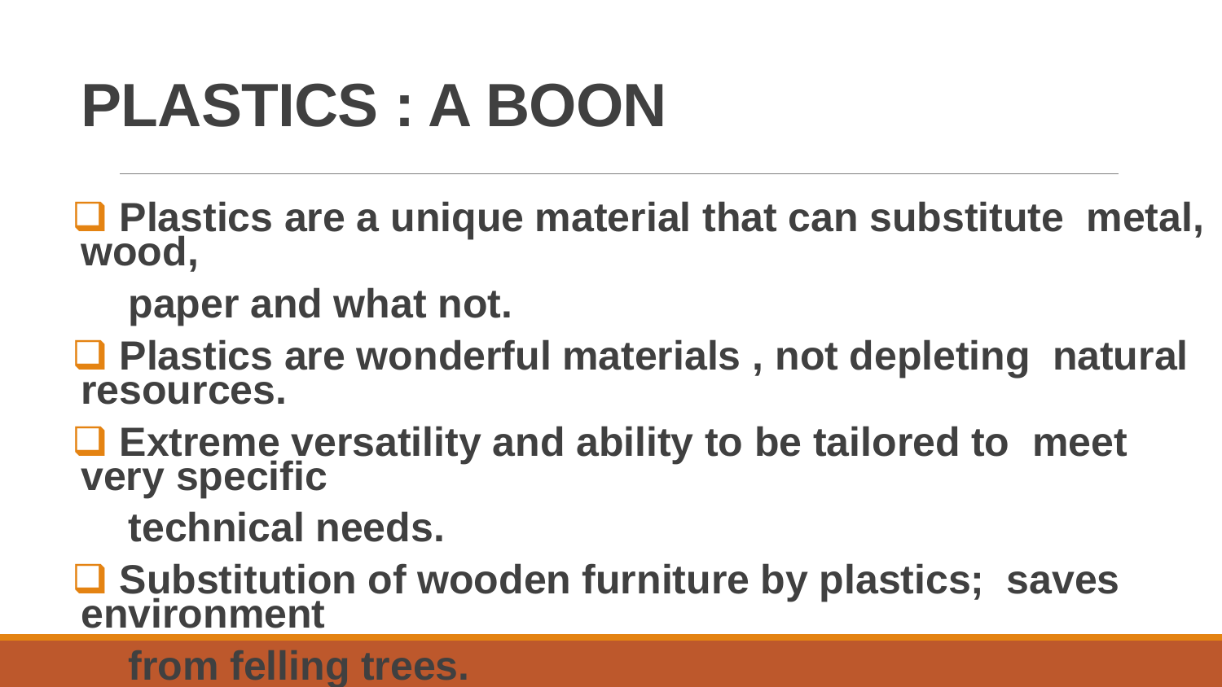# PLASTICS : A BOON

- **Plastics are a unique material that can substitute metal, wood, paper and what not.**
- **Plastics are wonderful materials , not depleting natural resources.**
- **Extreme versatility and ability to be tailored to meet very specific technical needs.**
- **Substitution of wooden furniture by plastics; saves environment from felling trees.**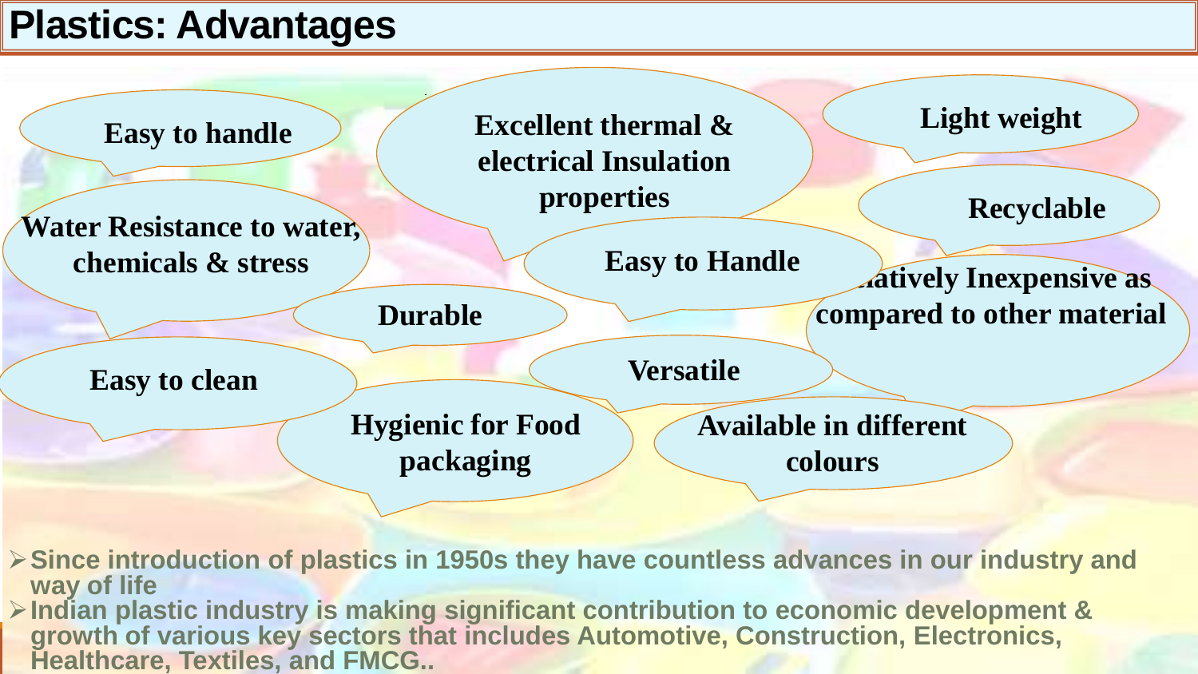# Plastics: Advantages

- Easy to handle
- Excellent thermal & electrical Insulation properties
- Light weight
- Recyclable
- Water Resistance to water, chemicals & stress
- Easy to Handle
- ...latively Inexpensive as compared to other material
- Durable
- Easy to clean
- Versatile
- Hygienic for Food packaging
- Available in different colours

- Since introduction of plastics in 1950s they have countless advances in our industry and way of life
- Indian plastic industry is making significant contribution to economic development & growth of various key sectors that includes Automotive, Construction, Electronics, Healthcare, Textiles, and FMCG..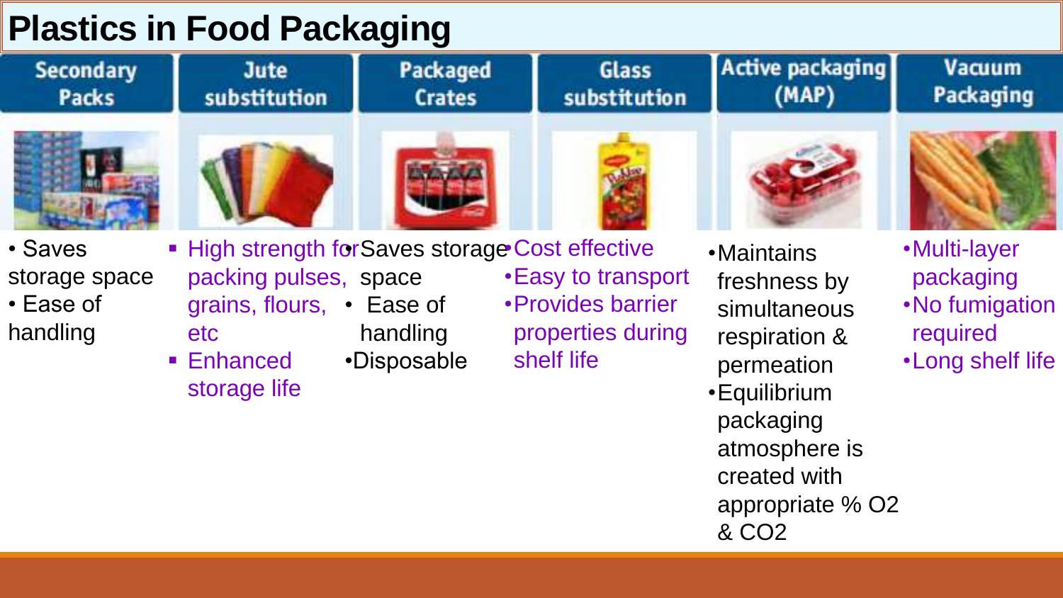# Plastics in Food Packaging

| Secondary Packs | Jute substitution | Packaged Crates | Glass substitution | Active packaging (MAP) | Vacuum Packaging |
|---|---|---|---|---|---|
| • Saves storage space<br>• Ease of handling | ▪ High strength for packing pulses, grains, flours, etc<br>▪ Enhanced storage life | •Saves storage space<br>• Ease of handling<br>•Disposable | •Cost effective<br>•Easy to transport<br>•Provides barrier properties during shelf life | •Maintains freshness by simultaneous respiration & permeation<br>•Equilibrium packaging atmosphere is created with appropriate % O2 & CO2 | •Multi-layer packaging<br>•No fumigation required<br>•Long shelf life |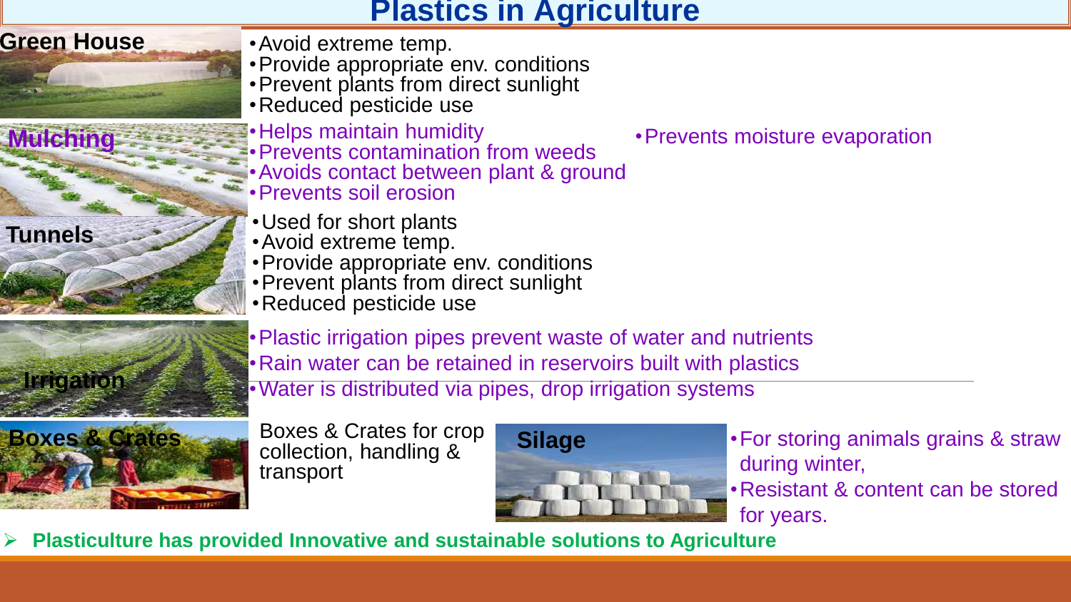# Plastics in Agriculture

## Green House

- Avoid extreme temp.
- Provide appropriate env. conditions
- Prevent plants from direct sunlight
- Reduced pesticide use

## Mulching

- Helps maintain humidity
- Prevents contamination from weeds
- Avoids contact between plant & ground
- Prevents soil erosion
- Prevents moisture evaporation

## Tunnels

- Used for short plants
- Avoid extreme temp.
- Provide appropriate env. conditions
- Prevent plants from direct sunlight
- Reduced pesticide use

## Irrigation

- Plastic irrigation pipes prevent waste of water and nutrients
- Rain water can be retained in reservoirs built with plastics
- Water is distributed via pipes, drop irrigation systems

## Boxes & Crates

Boxes & Crates for crop collection, handling & transport

## Silage

- For storing animals grains & straw during winter,
- Resistant & content can be stored for years.

➢ **Plasticulture has provided Innovative and sustainable solutions to Agriculture**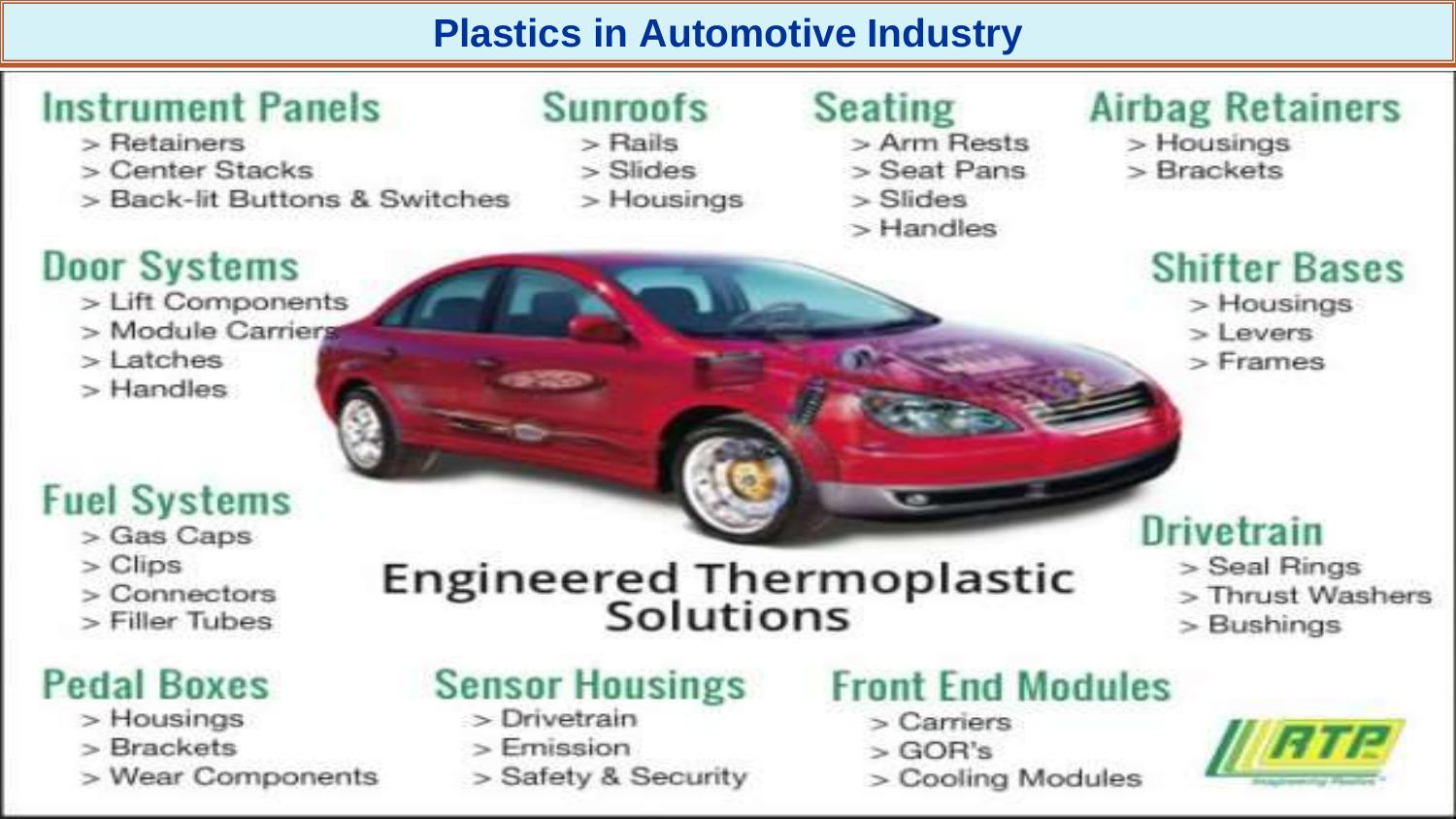# Plastics in Automotive Industry

### Instrument Panels
- Retainers
- Center Stacks
- Back-lit Buttons & Switches

### Sunroofs
- Rails
- Slides
- Housings

### Seating
- Arm Rests
- Seat Pans
- Slides
- Handles

### Airbag Retainers
- Housings
- Brackets

### Door Systems
- Lift Components
- Module Carriers
- Latches
- Handles

### Shifter Bases
- Housings
- Levers
- Frames

### Fuel Systems
- Gas Caps
- Clips
- Connectors
- Filler Tubes

**Engineered Thermoplastic Solutions**

### Drivetrain
- Seal Rings
- Thrust Washers
- Bushings

### Pedal Boxes
- Housings
- Brackets
- Wear Components

### Sensor Housings
- Drivetrain
- Emission
- Safety & Security

### Front End Modules
- Carriers
- GOR's
- Cooling Modules

RTP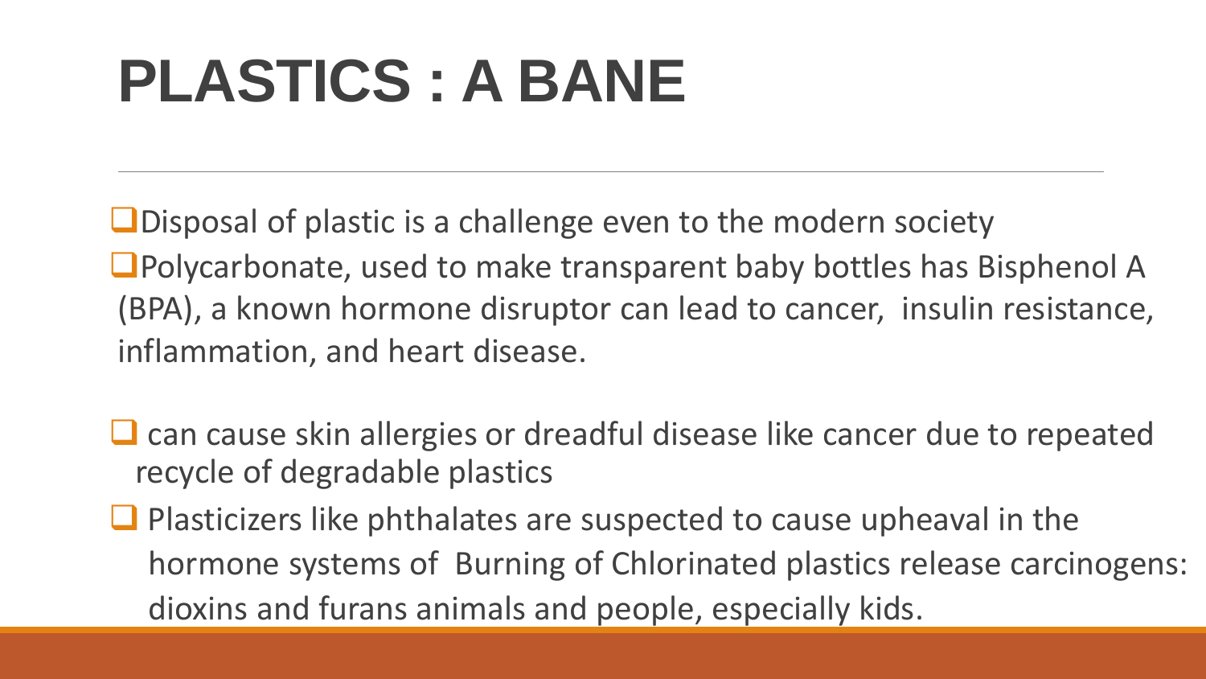# PLASTICS : A BANE

- Disposal of plastic is a challenge even to the modern society
- Polycarbonate, used to make transparent baby bottles has Bisphenol A (BPA), a known hormone disruptor can lead to cancer, insulin resistance, inflammation, and heart disease.
- can cause skin allergies or dreadful disease like cancer due to repeated recycle of degradable plastics
- Plasticizers like phthalates are suspected to cause upheaval in the hormone systems of Burning of Chlorinated plastics release carcinogens: dioxins and furans animals and people, especially kids.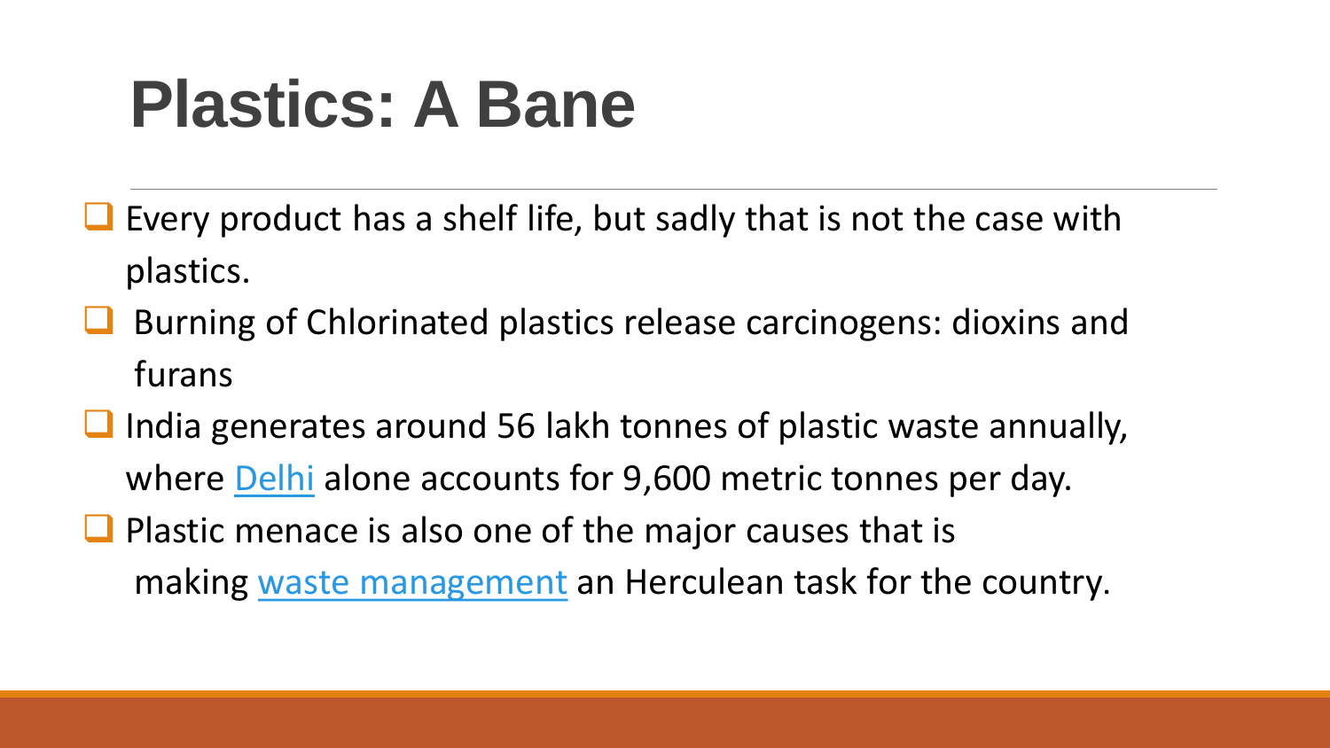# Plastics: A Bane

- Every product has a shelf life, but sadly that is not the case with plastics.
- Burning of Chlorinated plastics release carcinogens: dioxins and furans
- India generates around 56 lakh tonnes of plastic waste annually, where Delhi alone accounts for 9,600 metric tonnes per day.
- Plastic menace is also one of the major causes that is making waste management an Herculean task for the country.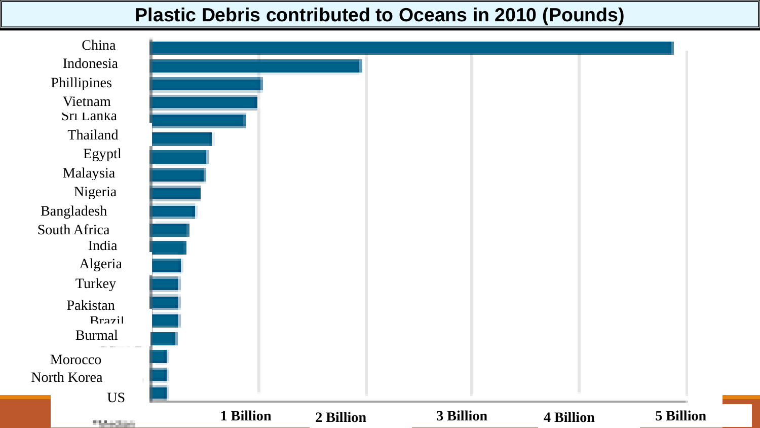# Plastic Debris contributed to Oceans in 2010 (Pounds)

China

Indonesia

Phillipines

Vietnam

Sri Lanka

Thailand

Egyptl

Malaysia

Nigeria

Bangladesh

South Africa

India

Algeria

Turkey

Pakistan

Brazil

Burmal

Morocco

North Korea

US

1 Billion 2 Billion 3 Billion 4 Billion 5 Billion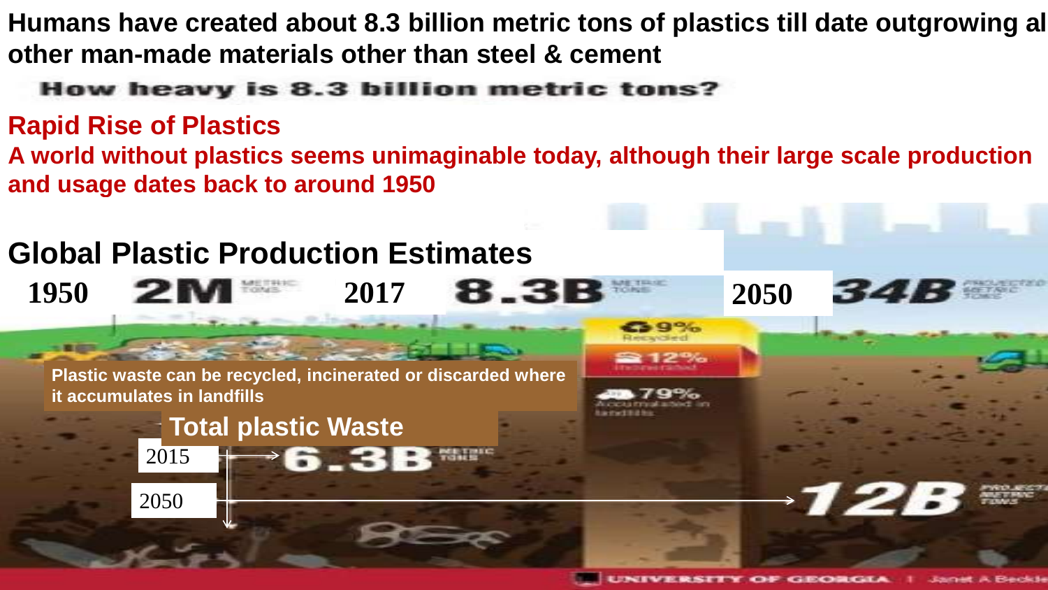**Humans have created about 8.3 billion metric tons of plastics till date outgrowing all other man-made materials other than steel & cement**

How heavy is 8.3 billion metric tons?

## Rapid Rise of Plastics

**A world without plastics seems unimaginable today, although their large scale production and usage dates back to around 1950**

## Global Plastic Production Estimates

1950 **2M** METRIC TONS 2017 **8.3B** METRIC TONS 2050 **34B** PROJECTED METRIC TONS

9% Recycled

12% Incinerated

79% Accumulated in landfills

Plastic waste can be recycled, incinerated or discarded where it accumulates in landfills

**Total plastic Waste**

2015 → **6.3B** METRIC TONS

2050 → **12B** PROJECTED METRIC TONS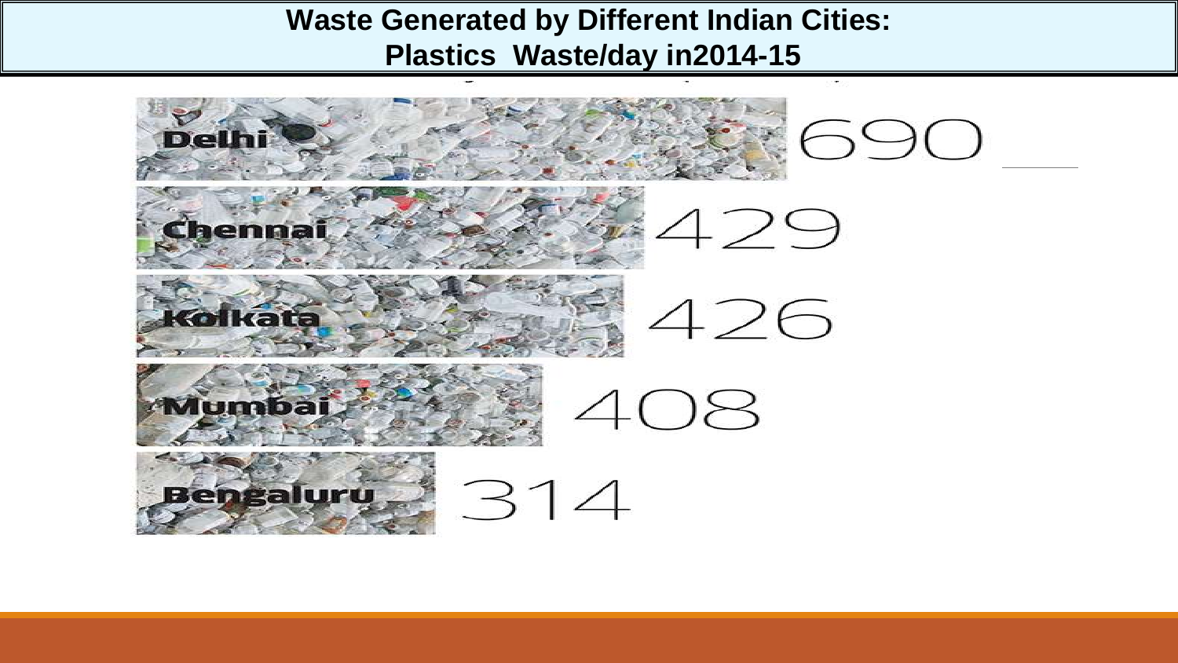# Waste Generated by Different Indian Cities: Plastics Waste/day in2014-15

| City | Plastics Waste/day |
| --- | --- |
| Delhi | 690 |
| Chennai | 429 |
| Kolkata | 426 |
| Mumbai | 408 |
| Bengaluru | 314 |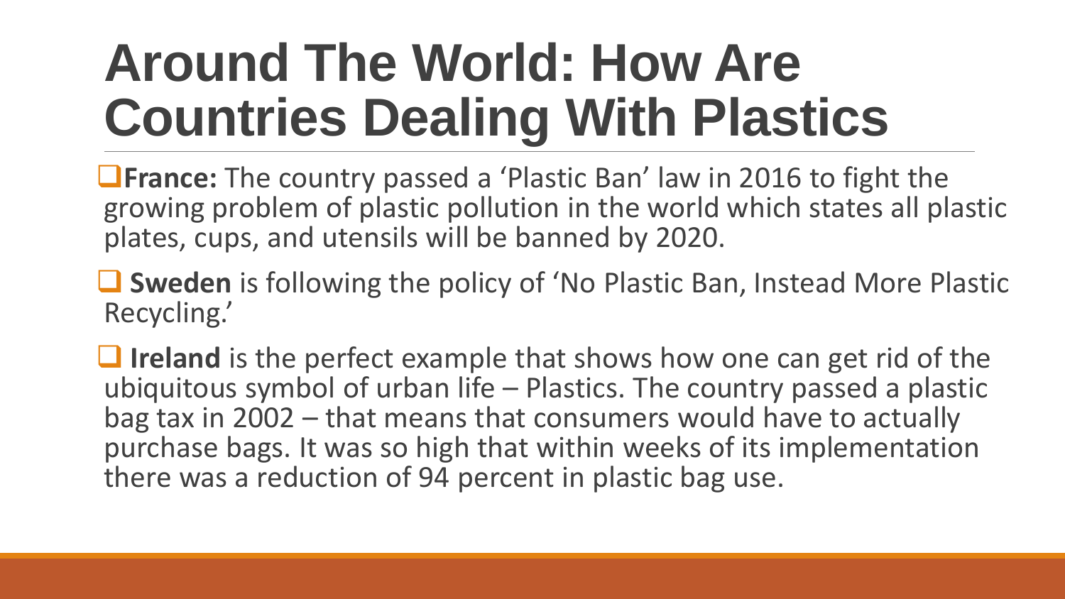# Around The World: How Are Countries Dealing With Plastics

- **France:** The country passed a 'Plastic Ban' law in 2016 to fight the growing problem of plastic pollution in the world which states all plastic plates, cups, and utensils will be banned by 2020.
- **Sweden** is following the policy of 'No Plastic Ban, Instead More Plastic Recycling.'
- **Ireland** is the perfect example that shows how one can get rid of the ubiquitous symbol of urban life – Plastics. The country passed a plastic bag tax in 2002 – that means that consumers would have to actually purchase bags. It was so high that within weeks of its implementation there was a reduction of 94 percent in plastic bag use.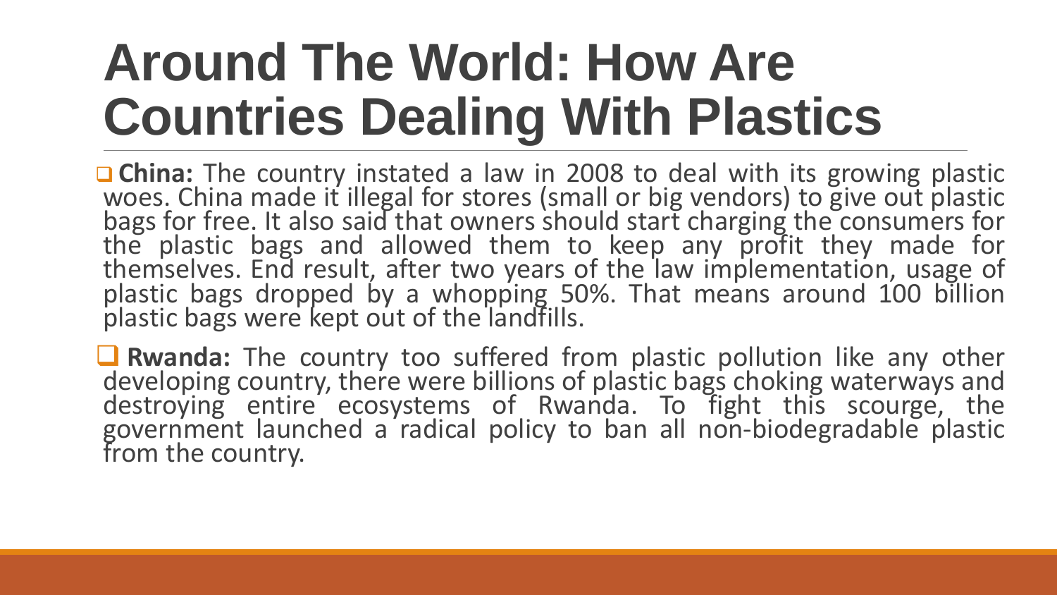# Around The World: How Are Countries Dealing With Plastics

- **China:** The country instated a law in 2008 to deal with its growing plastic woes. China made it illegal for stores (small or big vendors) to give out plastic bags for free. It also said that owners should start charging the consumers for the plastic bags and allowed them to keep any profit they made for themselves. End result, after two years of the law implementation, usage of plastic bags dropped by a whopping 50%. That means around 100 billion plastic bags were kept out of the landfills.

- **Rwanda:** The country too suffered from plastic pollution like any other developing country, there were billions of plastic bags choking waterways and destroying entire ecosystems of Rwanda. To fight this scourge, the government launched a radical policy to ban all non-biodegradable plastic from the country.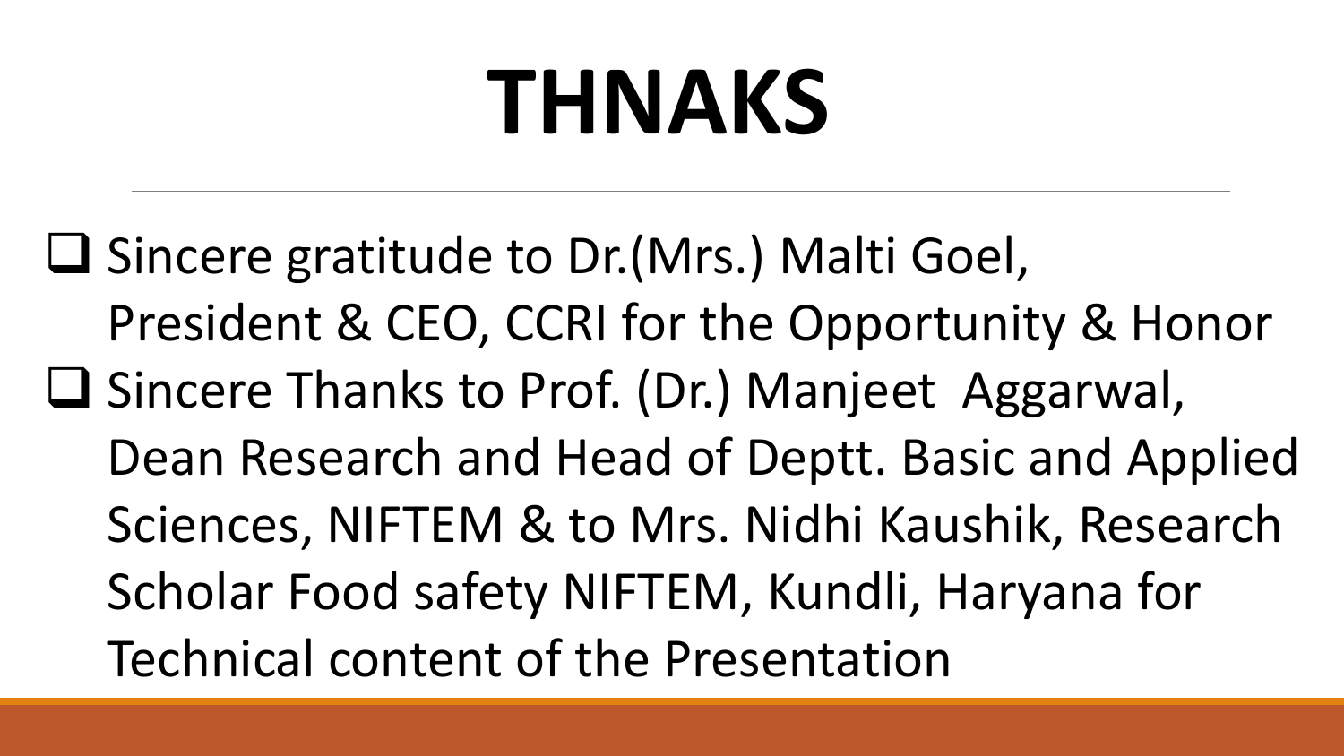# THNAKS

- Sincere gratitude to Dr.(Mrs.) Malti Goel, President & CEO, CCRI for the Opportunity & Honor
- Sincere Thanks to Prof. (Dr.) Manjeet Aggarwal, Dean Research and Head of Deptt. Basic and Applied Sciences, NIFTEM & to Mrs. Nidhi Kaushik, Research Scholar Food safety NIFTEM, Kundli, Haryana for Technical content of the Presentation